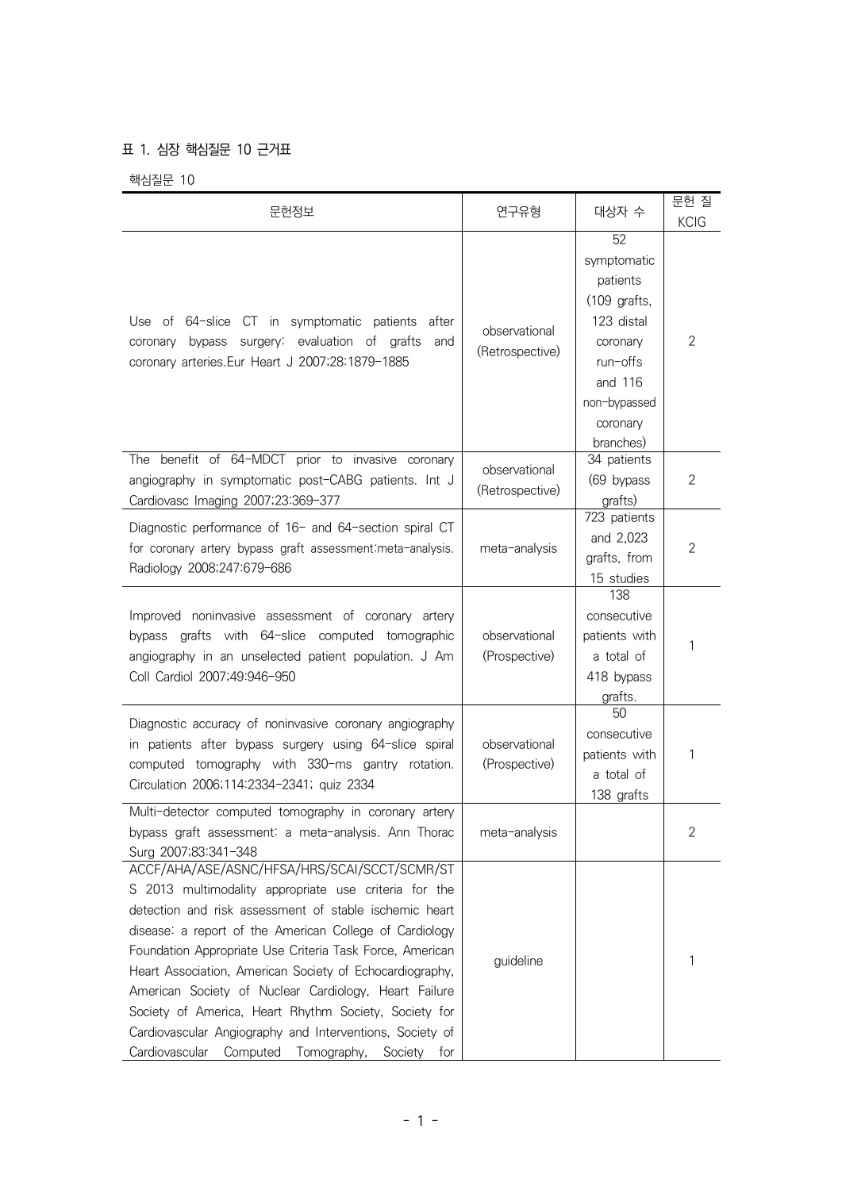표 1. 심장 핵심질문 10 근거표

핵심질문 10

| 문헌정보 | 연구유형 | 대상자 수 | 문헌 질 KCIG |
|---|---|---|---|
| Use of 64-slice CT in symptomatic patients after coronary bypass surgery: evaluation of grafts and coronary arteries.Eur Heart J 2007;28:1879-1885 | observational (Retrospective) | 52 symptomatic patients (109 grafts, 123 distal coronary run-offs and 116 non-bypassed coronary branches) | 2 |
| The benefit of 64-MDCT prior to invasive coronary angiography in symptomatic post-CABG patients. Int J Cardiovasc Imaging 2007;23:369-377 | observational (Retrospective) | 34 patients (69 bypass grafts) | 2 |
| Diagnostic performance of 16- and 64-section spiral CT for coronary artery bypass graft assessment:meta-analysis. Radiology 2008;247:679-686 | meta-analysis | 723 patients and 2,023 grafts, from 15 studies | 2 |
| Improved noninvasive assessment of coronary artery bypass grafts with 64-slice computed tomographic angiography in an unselected patient population. J Am Coll Cardiol 2007;49:946-950 | observational (Prospective) | 138 consecutive patients with a total of 418 bypass grafts. | 1 |
| Diagnostic accuracy of noninvasive coronary angiography in patients after bypass surgery using 64-slice spiral computed tomography with 330-ms gantry rotation. Circulation 2006;114:2334-2341; quiz 2334 | observational (Prospective) | 50 consecutive patients with a total of 138 grafts | 1 |
| Multi-detector computed tomography in coronary artery bypass graft assessment: a meta-analysis. Ann Thorac Surg 2007;83:341-348 | meta-analysis | | 2 |
| ACCF/AHA/ASE/ASNC/HFSA/HRS/SCAI/SCCT/SCMR/STS 2013 multimodality appropriate use criteria for the detection and risk assessment of stable ischemic heart disease: a report of the American College of Cardiology Foundation Appropriate Use Criteria Task Force, American Heart Association, American Society of Echocardiography, American Society of Nuclear Cardiology, Heart Failure Society of America, Heart Rhythm Society, Society for Cardiovascular Angiography and Interventions, Society of Cardiovascular Computed Tomography, Society for | guideline | | 1 |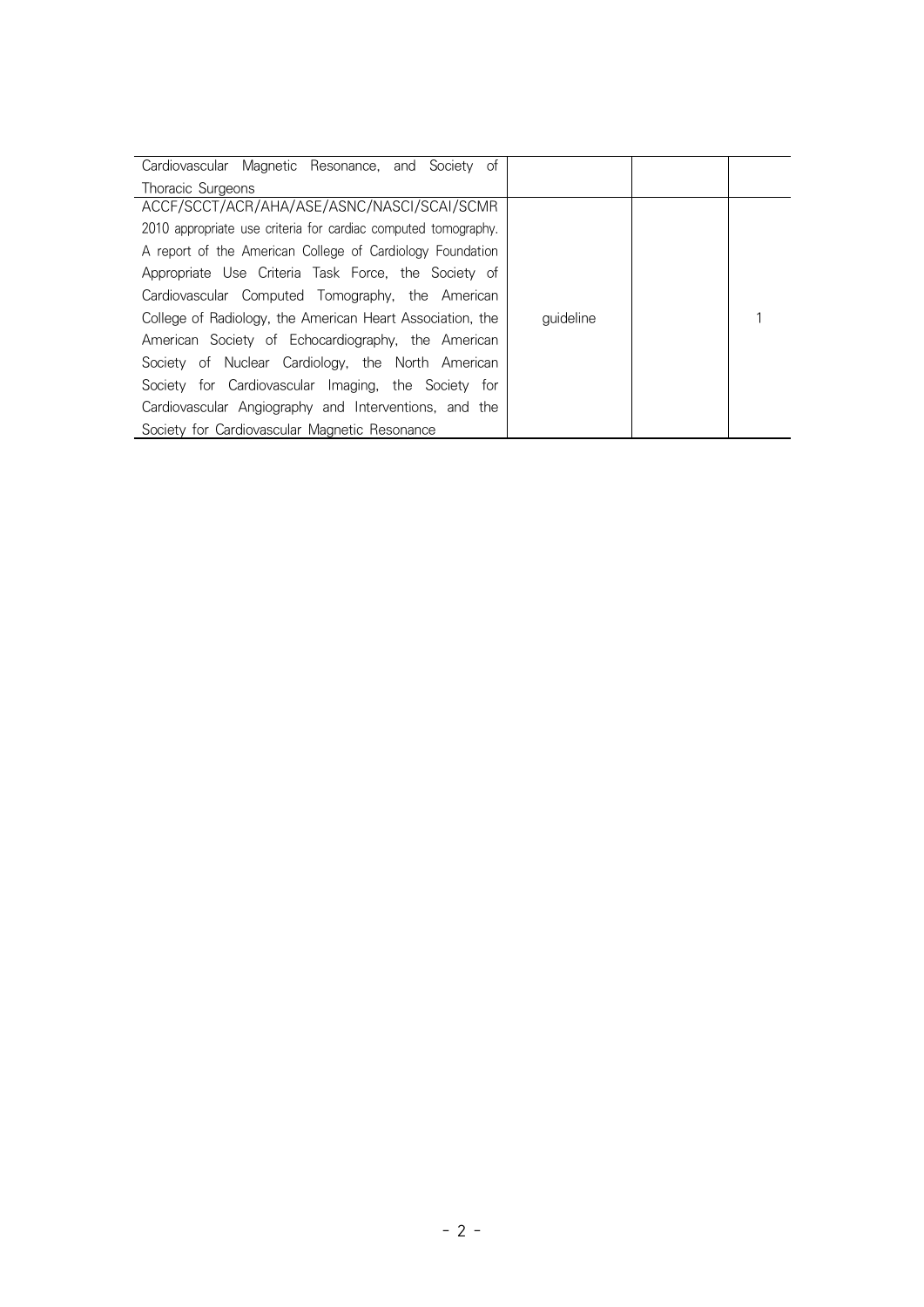| | | | |
|---|---|---|---|
| Cardiovascular Magnetic Resonance, and Society of Thoracic Surgeons | | | |
| ACCF/SCCT/ACR/AHA/ASE/ASNC/NASCI/SCAI/SCMR 2010 appropriate use criteria for cardiac computed tomography. A report of the American College of Cardiology Foundation Appropriate Use Criteria Task Force, the Society of Cardiovascular Computed Tomography, the American College of Radiology, the American Heart Association, the American Society of Echocardiography, the American Society of Nuclear Cardiology, the North American Society for Cardiovascular Imaging, the Society for Cardiovascular Angiography and Interventions, and the Society for Cardiovascular Magnetic Resonance | guideline | | 1 |